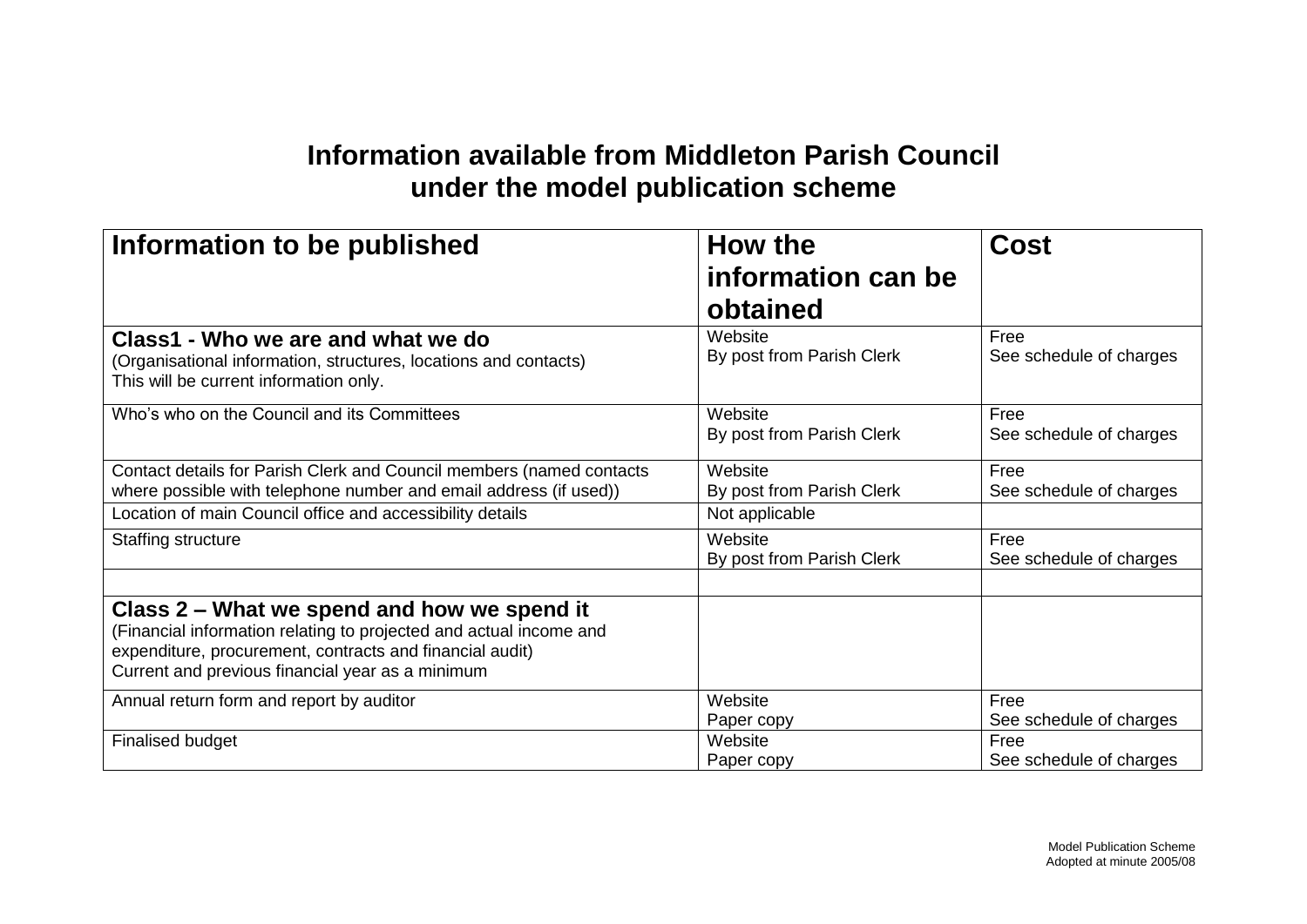# Information available from Middleton Parish Council under the model publication scheme

| Information to be published | How the information can be obtained | Cost |
|---|---|---|
| **Class1 - Who we are and what we do**<br>(Organisational information, structures, locations and contacts)<br>This will be current information only. | Website<br>By post from Parish Clerk | Free<br>See schedule of charges |
| Who's who on the Council and its Committees | Website<br>By post from Parish Clerk | Free<br>See schedule of charges |
| Contact details for Parish Clerk and Council members (named contacts where possible with telephone number and email address (if used)) | Website<br>By post from Parish Clerk | Free<br>See schedule of charges |
| Location of main Council office and accessibility details | Not applicable | |
| Staffing structure | Website<br>By post from Parish Clerk | Free<br>See schedule of charges |
| | | |
| **Class 2 – What we spend and how we spend it**<br>(Financial information relating to projected and actual income and expenditure, procurement, contracts and financial audit)<br>Current and previous financial year as a minimum | | |
| Annual return form and report by auditor | Website<br>Paper copy | Free<br>See schedule of charges |
| Finalised budget | Website<br>Paper copy | Free<br>See schedule of charges |

Model Publication Scheme
Adopted at minute 2005/08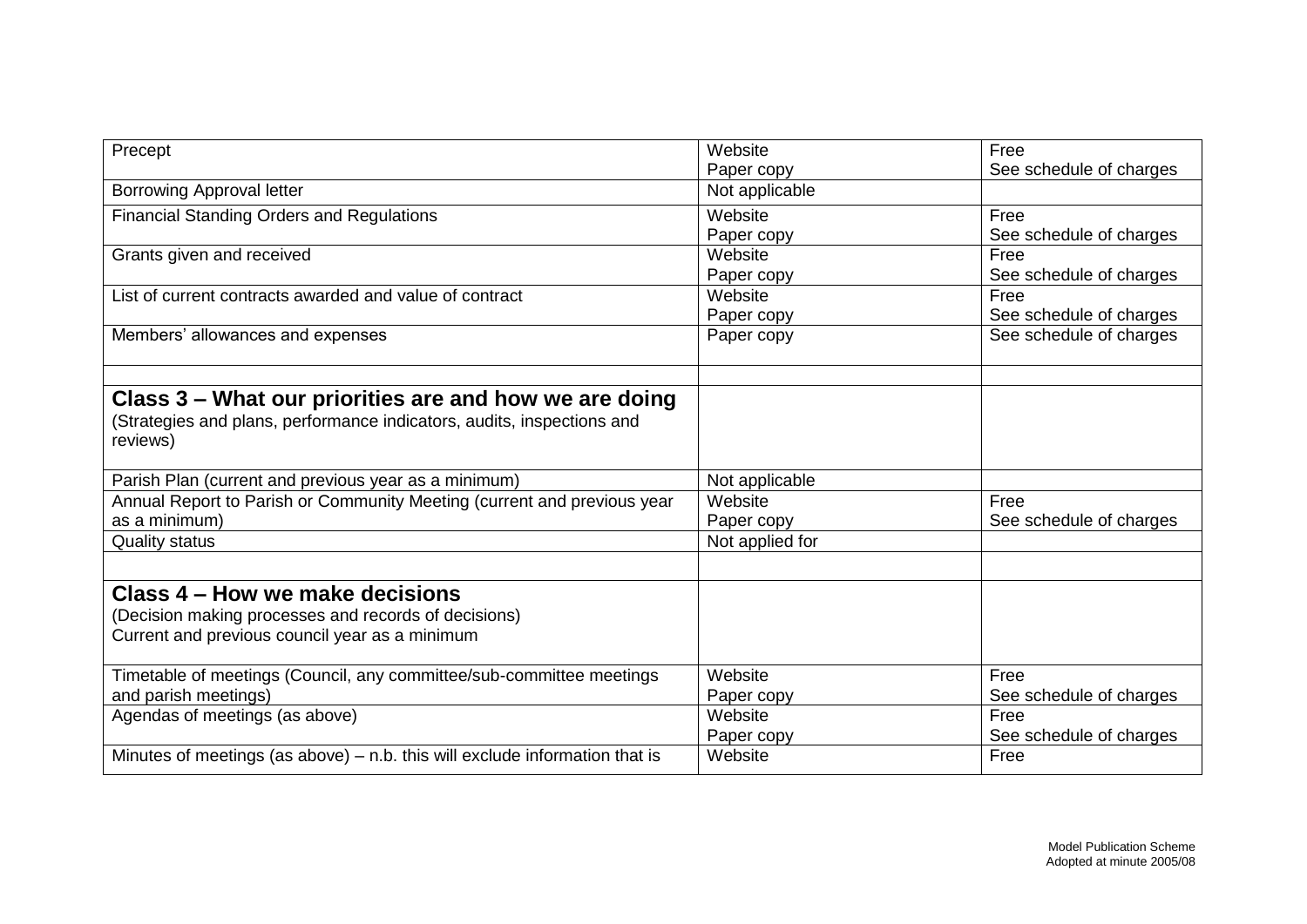| | | |
|---|---|---|
| Precept | Website<br>Paper copy | Free<br>See schedule of charges |
| Borrowing Approval letter | Not applicable | |
| Financial Standing Orders and Regulations | Website<br>Paper copy | Free<br>See schedule of charges |
| Grants given and received | Website<br>Paper copy | Free<br>See schedule of charges |
| List of current contracts awarded and value of contract | Website<br>Paper copy | Free<br>See schedule of charges |
| Members' allowances and expenses | Paper copy | See schedule of charges |
| | | |
| **Class 3 – What our priorities are and how we are doing**<br>(Strategies and plans, performance indicators, audits, inspections and reviews) | | |
| Parish Plan (current and previous year as a minimum) | Not applicable | |
| Annual Report to Parish or Community Meeting (current and previous year as a minimum) | Website<br>Paper copy | Free<br>See schedule of charges |
| Quality status | Not applied for | |
| | | |
| **Class 4 – How we make decisions**<br>(Decision making processes and records of decisions)<br>Current and previous council year as a minimum | | |
| Timetable of meetings (Council, any committee/sub-committee meetings and parish meetings) | Website<br>Paper copy | Free<br>See schedule of charges |
| Agendas of meetings (as above) | Website<br>Paper copy | Free<br>See schedule of charges |
| Minutes of meetings (as above) – n.b. this will exclude information that is | Website | Free |

Model Publication Scheme
Adopted at minute 2005/08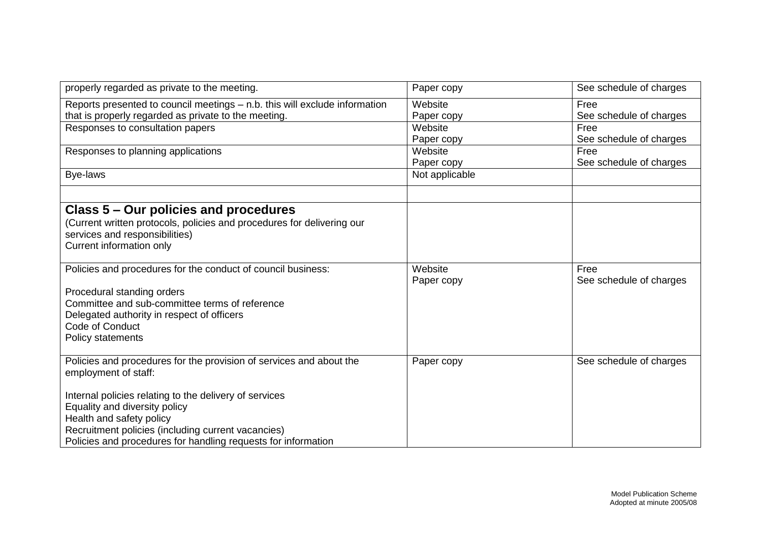| | | |
|---|---|---|
| properly regarded as private to the meeting. | Paper copy | See schedule of charges |
| Reports presented to council meetings – n.b. this will exclude information that is properly regarded as private to the meeting. | Website<br>Paper copy | Free<br>See schedule of charges |
| Responses to consultation papers | Website<br>Paper copy | Free<br>See schedule of charges |
| Responses to planning applications | Website<br>Paper copy | Free<br>See schedule of charges |
| Bye-laws | Not applicable | |
| | | |
| **Class 5 – Our policies and procedures**<br>(Current written protocols, policies and procedures for delivering our services and responsibilities)<br>Current information only | | |
| Policies and procedures for the conduct of council business:<br><br>Procedural standing orders<br>Committee and sub-committee terms of reference<br>Delegated authority in respect of officers<br>Code of Conduct<br>Policy statements | Website<br>Paper copy | Free<br>See schedule of charges |
| Policies and procedures for the provision of services and about the employment of staff:<br><br>Internal policies relating to the delivery of services<br>Equality and diversity policy<br>Health and safety policy<br>Recruitment policies (including current vacancies)<br>Policies and procedures for handling requests for information | Paper copy | See schedule of charges |

Model Publication Scheme
Adopted at minute 2005/08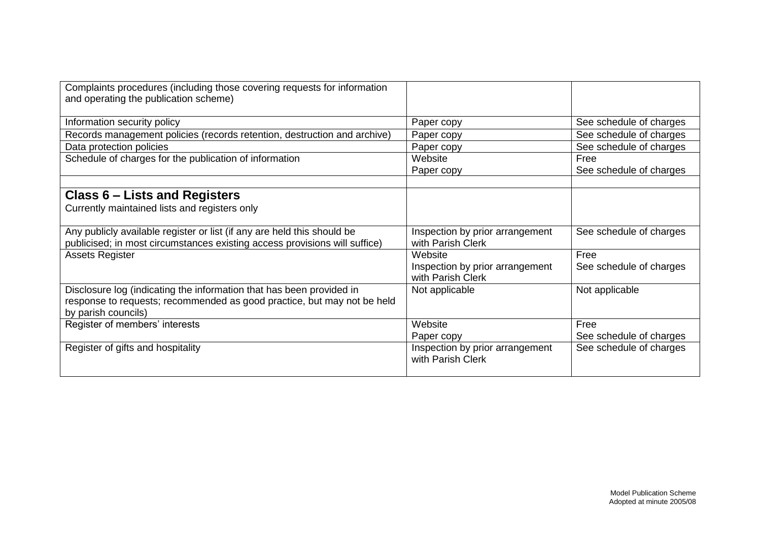| | | |
|---|---|---|
| Complaints procedures (including those covering requests for information and operating the publication scheme) | | |
| Information security policy | Paper copy | See schedule of charges |
| Records management policies (records retention, destruction and archive) | Paper copy | See schedule of charges |
| Data protection policies | Paper copy | See schedule of charges |
| Schedule of charges for the publication of information | Website<br>Paper copy | Free<br>See schedule of charges |
| | | |
| **Class 6 – Lists and Registers**<br>Currently maintained lists and registers only | | |
| Any publicly available register or list (if any are held this should be publicised; in most circumstances existing access provisions will suffice) | Inspection by prior arrangement with Parish Clerk | See schedule of charges |
| Assets Register | Website<br>Inspection by prior arrangement with Parish Clerk | Free<br>See schedule of charges |
| Disclosure log (indicating the information that has been provided in response to requests; recommended as good practice, but may not be held by parish councils) | Not applicable | Not applicable |
| Register of members' interests | Website<br>Paper copy | Free<br>See schedule of charges |
| Register of gifts and hospitality | Inspection by prior arrangement with Parish Clerk | See schedule of charges |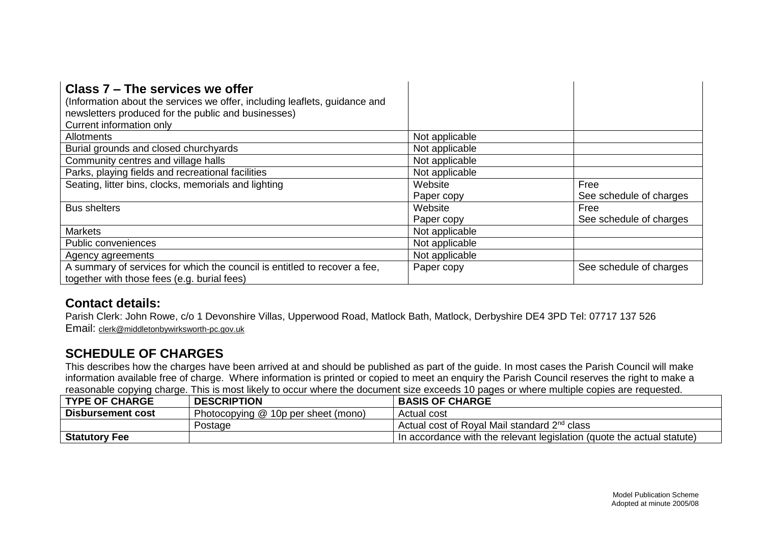| Class 7 – The services we offer<br>(Information about the services we offer, including leaflets, guidance and newsletters produced for the public and businesses)<br>Current information only | | |
|---|---|---|
| Allotments | Not applicable | |
| Burial grounds and closed churchyards | Not applicable | |
| Community centres and village halls | Not applicable | |
| Parks, playing fields and recreational facilities | Not applicable | |
| Seating, litter bins, clocks, memorials and lighting | Website<br>Paper copy | Free<br>See schedule of charges |
| Bus shelters | Website<br>Paper copy | Free<br>See schedule of charges |
| Markets | Not applicable | |
| Public conveniences | Not applicable | |
| Agency agreements | Not applicable | |
| A summary of services for which the council is entitled to recover a fee, together with those fees (e.g. burial fees) | Paper copy | See schedule of charges |

## Contact details:

Parish Clerk: John Rowe, c/o 1 Devonshire Villas, Upperwood Road, Matlock Bath, Matlock, Derbyshire DE4 3PD Tel: 07717 137 526
Email: clerk@middletonbywirksworth-pc.gov.uk

## SCHEDULE OF CHARGES

This describes how the charges have been arrived at and should be published as part of the guide. In most cases the Parish Council will make information available free of charge. Where information is printed or copied to meet an enquiry the Parish Council reserves the right to make a reasonable copying charge. This is most likely to occur where the document size exceeds 10 pages or where multiple copies are requested.

| TYPE OF CHARGE | DESCRIPTION | BASIS OF CHARGE |
|---|---|---|
| **Disbursement cost** | Photocopying @ 10p per sheet (mono) | Actual cost |
| | Postage | Actual cost of Royal Mail standard 2nd class |
| **Statutory Fee** | | In accordance with the relevant legislation (quote the actual statute) |

Model Publication Scheme
Adopted at minute 2005/08